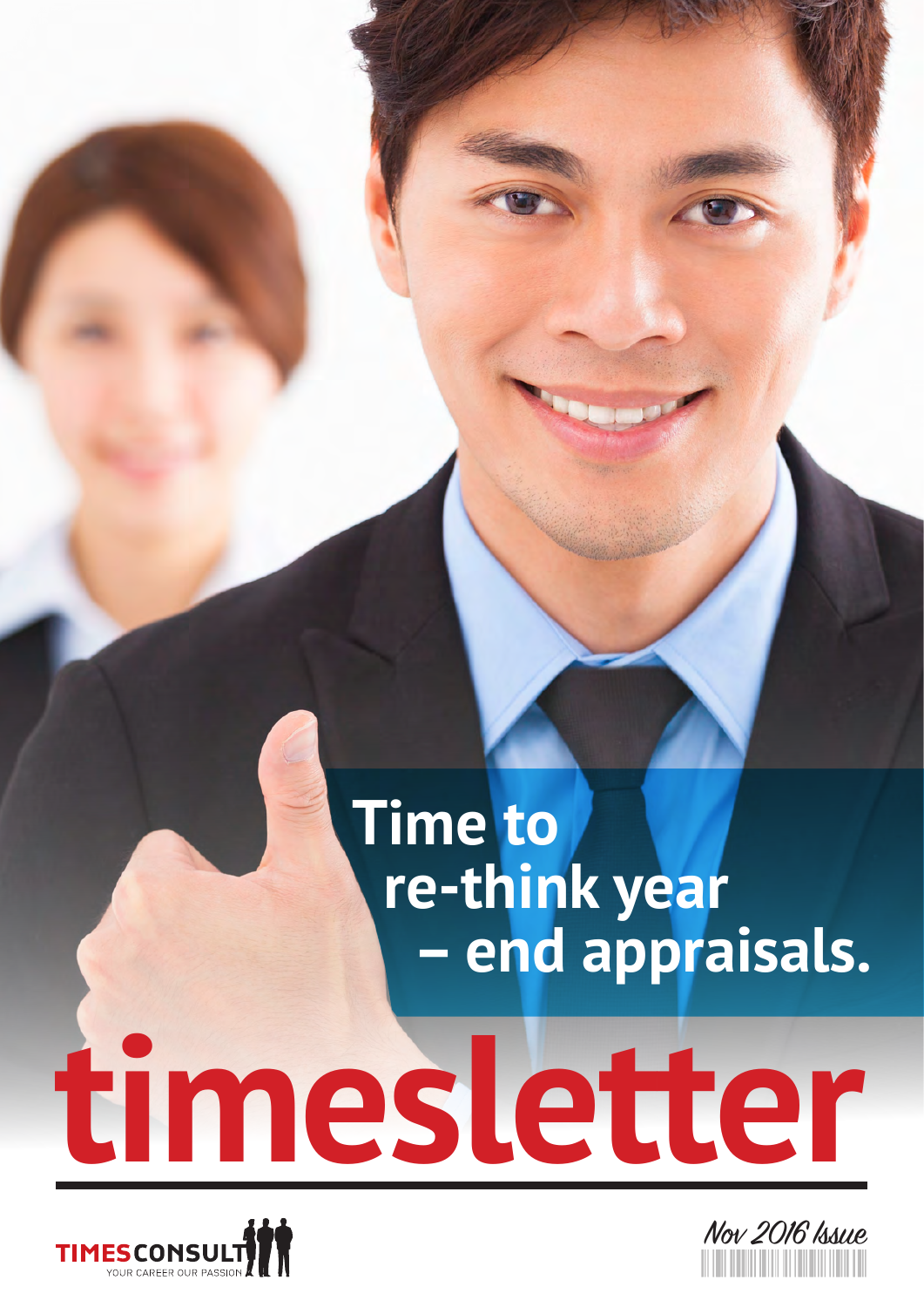# Time to re-think year – end appraisals.

# timesletter

TIMESCONSULT
YOUR CAREER OUR PASSION

Nov 2016 Issue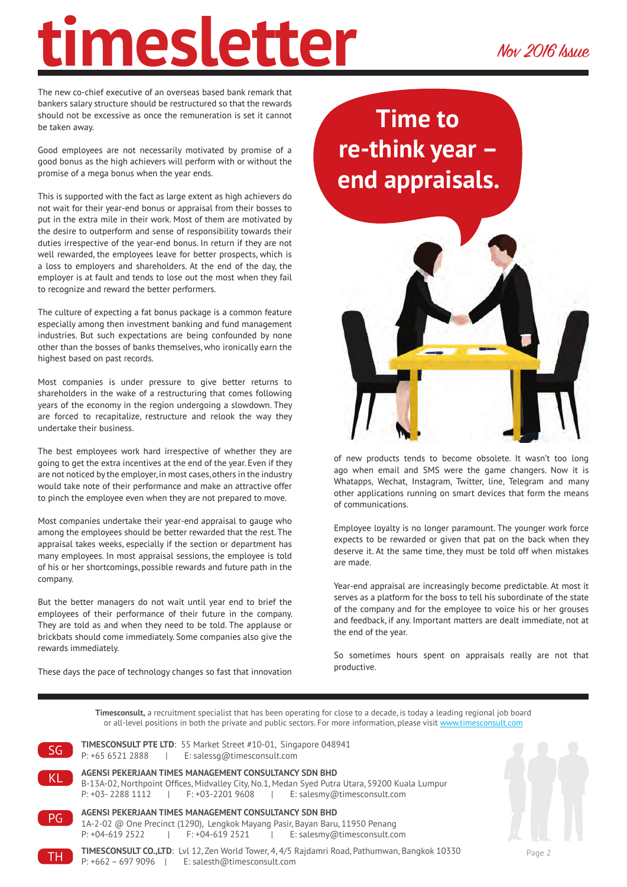# timesletter

Nov 2016 Issue

## Time to re-think year – end appraisals.

The new co-chief executive of an overseas based bank remark that bankers salary structure should be restructured so that the rewards should not be excessive as once the remuneration is set it cannot be taken away.

Good employees are not necessarily motivated by promise of a good bonus as the high achievers will perform with or without the promise of a mega bonus when the year ends.

This is supported with the fact as large extent as high achievers do not wait for their year-end bonus or appraisal from their bosses to put in the extra mile in their work. Most of them are motivated by the desire to outperform and sense of responsibility towards their duties irrespective of the year-end bonus. In return if they are not well rewarded, the employees leave for better prospects, which is a loss to employers and shareholders. At the end of the day, the employer is at fault and tends to lose out the most when they fail to recognize and reward the better performers.

The culture of expecting a fat bonus package is a common feature especially among then investment banking and fund management industries. But such expectations are being confounded by none other than the bosses of banks themselves, who ironically earn the highest based on past records.

Most companies is under pressure to give better returns to shareholders in the wake of a restructuring that comes following years of the economy in the region undergoing a slowdown. They are forced to recapitalize, restructure and relook the way they undertake their business.

The best employees work hard irrespective of whether they are going to get the extra incentives at the end of the year. Even if they are not noticed by the employer, in most cases, others in the industry would take note of their performance and make an attractive offer to pinch the employee even when they are not prepared to move.

Most companies undertake their year-end appraisal to gauge who among the employees should be better rewarded that the rest. The appraisal takes weeks, especially if the section or department has many employees. In most appraisal sessions, the employee is told of his or her shortcomings, possible rewards and future path in the company.

But the better managers do not wait until year end to brief the employees of their performance of their future in the company. They are told as and when they need to be told. The applause or brickbats should come immediately. Some companies also give the rewards immediately.

These days the pace of technology changes so fast that innovation of new products tends to become obsolete. It wasn't too long ago when email and SMS were the game changers. Now it is Whatapps, Wechat, Instagram, Twitter, line, Telegram and many other applications running on smart devices that form the means of communications.

Employee loyalty is no longer paramount. The younger work force expects to be rewarded or given that pat on the back when they deserve it. At the same time, they must be told off when mistakes are made.

Year-end appraisal are increasingly become predictable. At most it serves as a platform for the boss to tell his subordinate of the state of the company and for the employee to voice his or her grouses and feedback, if any. Important matters are dealt immediate, not at the end of the year.

So sometimes hours spent on appraisals really are not that productive.

---

**Timesconsult,** a recruitment specialist that has been operating for close to a decade, is today a leading regional job board or all-level positions in both the private and public sectors. For more information, please visit www.timesconsult.com

**SG** — **TIMESCONSULT PTE LTD**: 55 Market Street #10-01, Singapore 048941
P: +65 6521 2888 | E: salessg@timesconsult.com

**KL** — **AGENSI PEKERJAAN TIMES MANAGEMENT CONSULTANCY SDN BHD**
B-13A-02, Northpoint Offices, Midvalley City, No.1, Medan Syed Putra Utara, 59200 Kuala Lumpur
P: +03- 2288 1112 | F: +03-2201 9608 | E: salesmy@timesconsult.com

**PG** — **AGENSI PEKERJAAN TIMES MANAGEMENT CONSULTANCY SDN BHD**
1A-2-02 @ One Precinct (1290), Lengkok Mayang Pasir, Bayan Baru, 11950 Penang
P: +04-619 2522 | F: +04-619 2521 | E: salesmy@timesconsult.com

**TH** — **TIMESCONSULT CO.,LTD**: Lvl 12, Zen World Tower, 4, 4/5 Rajdamri Road, Pathumwan, Bangkok 10330
P: +662 – 697 9096 | E: salesth@timesconsult.com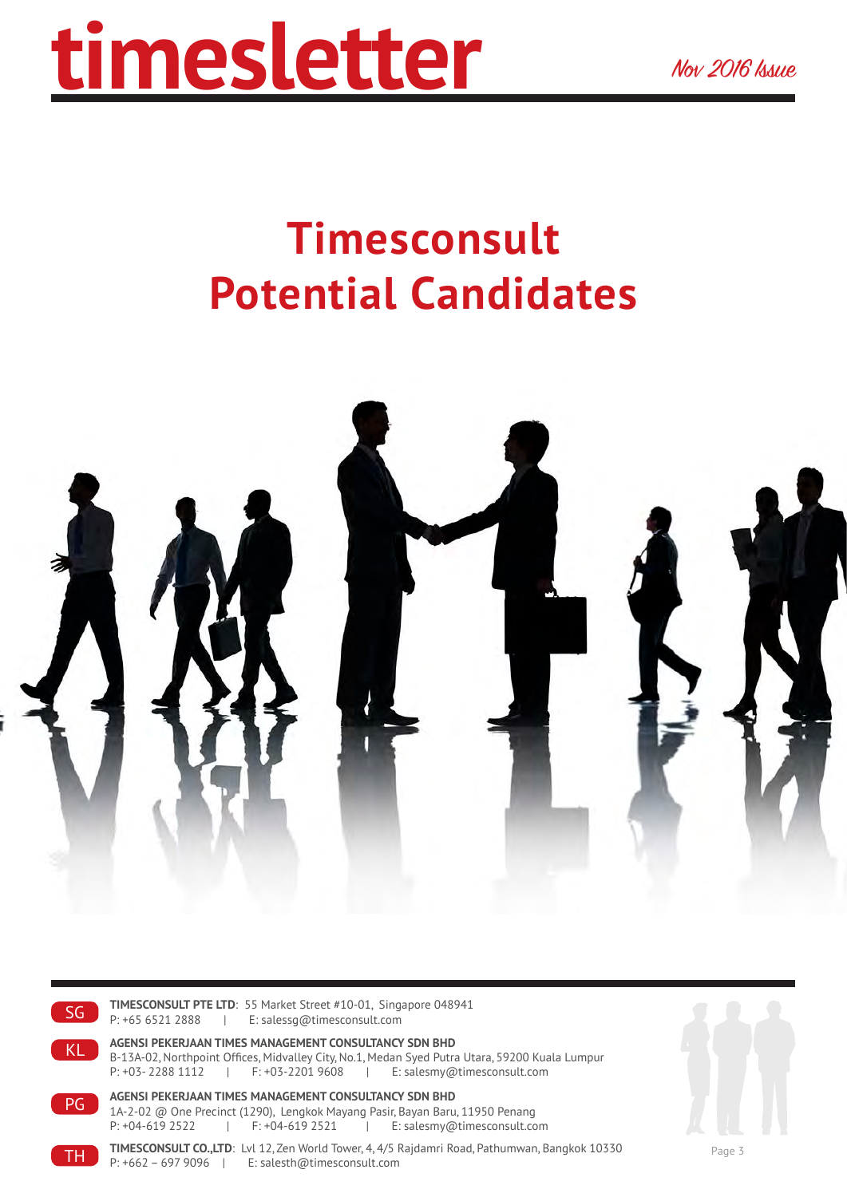# timesletter

Nov 2016 Issue

# Timesconsult Potential Candidates

SG **TIMESCONSULT PTE LTD**: 55 Market Street #10-01, Singapore 048941
P: +65 6521 2888 | E: salessg@timesconsult.com

KL **AGENSI PEKERJAAN TIMES MANAGEMENT CONSULTANCY SDN BHD**
B-13A-02, Northpoint Offices, Midvalley City, No.1, Medan Syed Putra Utara, 59200 Kuala Lumpur
P: +03- 2288 1112 | F: +03-2201 9608 | E: salesmy@timesconsult.com

PG **AGENSI PEKERJAAN TIMES MANAGEMENT CONSULTANCY SDN BHD**
1A-2-02 @ One Precinct (1290), Lengkok Mayang Pasir, Bayan Baru, 11950 Penang
P: +04-619 2522 | F: +04-619 2521 | E: salesmy@timesconsult.com

TH **TIMESCONSULT CO.,LTD**: Lvl 12, Zen World Tower, 4, 4/5 Rajdamri Road, Pathumwan, Bangkok 10330
P: +662 – 697 9096 | E: salesth@timesconsult.com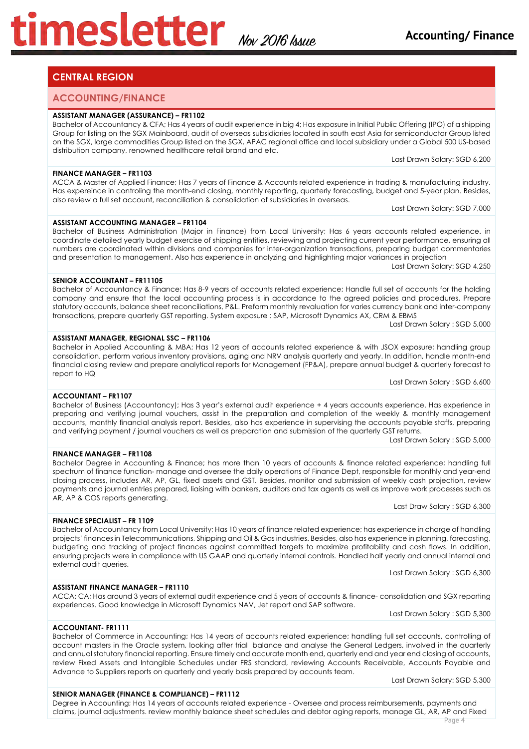## CENTRAL REGION

### ACCOUNTING/FINANCE

**ASSISTANT MANAGER (ASSURANCE) – FR1102**
Bachelor of Accountancy & CFA; Has 4 years of audit experience in big 4; Has exposure in Initial Public Offering (IPO) of a shipping Group for listing on the SGX Mainboard, audit of overseas subsidiaries located in south east Asia for semiconductor Group listed on the SGX, large commodities Group listed on the SGX, APAC regional office and local subsidiary under a Global 500 US-based distribution company, renowned healthcare retail brand and etc.

Last Drawn Salary: SGD 6,200

**FINANCE MANAGER – FR1103**
ACCA & Master of Applied Finance; Has 7 years of Finance & Accounts related experience in trading & manufacturing industry. Has expereince in controling the month-end closing, monthly reporting, quarterly forecasting, budget and 5-year plan. Besides, also review a full set account, reconciliation & consolidation of subsidiaries in overseas.

Last Drawn Salary: SGD 7,000

**ASSISTANT ACCOUNTING MANAGER – FR1104**
Bachelor of Business Administration (Major in Finance) from Local University; Has 6 years accounts related experience. in coordinate detailed yearly budget exercise of shipping entities. reviewing and projecting current year performance, ensuring all numbers are coordinated within divisions and companies for inter-organization transactions, preparing budget commentaries and presentation to management. Also has experience in analyzing and highlighting major variances in projection

Last Drawn Salary: SGD 4,250

**SENIOR ACCOUNTANT – FR11105**
Bachelor of Accountancy & Finance; Has 8-9 years of accounts related experience; Handle full set of accounts for the holding company and ensure that the local accounting process is in accordance to the agreed policies and procedures. Prepare statutory accounts, balance sheet reconciliations, P&L. Preform monthly revaluation for varies currency bank and inter-company transactions, prepare quarterly GST reporting. System exposure : SAP, Microsoft Dynamics AX, CRM & EBMS

Last Drawn Salary : SGD 5,000

**ASSISTANT MANAGER, REGIONAL SSC – FR1106**
Bachelor in Applied Accounting & MBA; Has 12 years of accounts related experience & with JSOX exposure; handling group consolidation, perform various inventory provisions, aging and NRV analysis quarterly and yearly. In addition, handle month-end financial closing review and prepare analytical reports for Management (FP&A), prepare annual budget & quarterly forecast to report to HQ

Last Drawn Salary : SGD 6,600

**ACCOUNTANT – FR1107**
Bachelor of Business (Accountancy); Has 3 year's external audit experience + 4 years accounts experience. Has experience in preparing and verifying journal vouchers, assist in the preparation and completion of the weekly & monthly management accounts, monthly financial analysis report. Besides, also has experience in supervising the accounts payable staffs, preparing and verifying payment / journal vouchers as well as preparation and submission of the quarterly GST returns.

Last Drawn Salary : SGD 5,000

**FINANCE MANAGER – FR1108**
Bachelor Degree in Accounting & Finance; has more than 10 years of accounts & finance related experience; handling full spectrum of finance function- manage and oversee the daily operations of Finance Dept, responsible for monthly and year-end closing process, includes AR, AP, GL, fixed assets and GST. Besides, monitor and submission of weekly cash projection, review payments and journal entries prepared, liaising with bankers, auditors and tax agents as well as improve work processes such as AR, AP & COS reports generating.

Last Draw Salary : SGD 6,300

**FINANCE SPECIALIST – FR 1109**
Bachelor of Accountancy from Local University; Has 10 years of finance related experience; has experience in charge of handling projects' finances in Telecommunications, Shipping and Oil & Gas industries. Besides, also has experience in planning, forecasting, budgeting and tracking of project finances against committed targets to maximize profitability and cash flows. In addition, ensuring projects were in compliance with US GAAP and quarterly internal controls. Handled half yearly and annual internal and external audit queries.

Last Drawn Salary : SGD 6,300

**ASSISTANT FINANCE MANAGER – FR1110**
ACCA; CA; Has around 3 years of external audit experience and 5 years of accounts & finance- consolidation and SGX reporting experiences. Good knowledge in Microsoft Dynamics NAV, Jet report and SAP software.

Last Drawn Salary : SGD 5,300

**ACCOUNTANT- FR1111**
Bachelor of Commerce in Accounting; Has 14 years of accounts related experience; handling full set accounts, controlling of account masters in the Oracle system, looking after trial balance and analyse the General Ledgers, involved in the quarterly and annual statutory financial reporting. Ensure timely and accurate month end, quarterly end and year end closing of accounts, review Fixed Assets and Intangible Schedules under FRS standard, reviewing Accounts Receivable, Accounts Payable and Advance to Suppliers reports on quarterly and yearly basis prepared by accounts team.

Last Drawn Salary: SGD 5,300

**SENIOR MANAGER (FINANCE & COMPLIANCE) – FR1112**
Degree in Accounting; Has 14 years of accounts related experience - Oversee and process reimbursements, payments and claims, journal adjustments. review monthly balance sheet schedules and debtor aging reports, manage GL, AR, AP and Fixed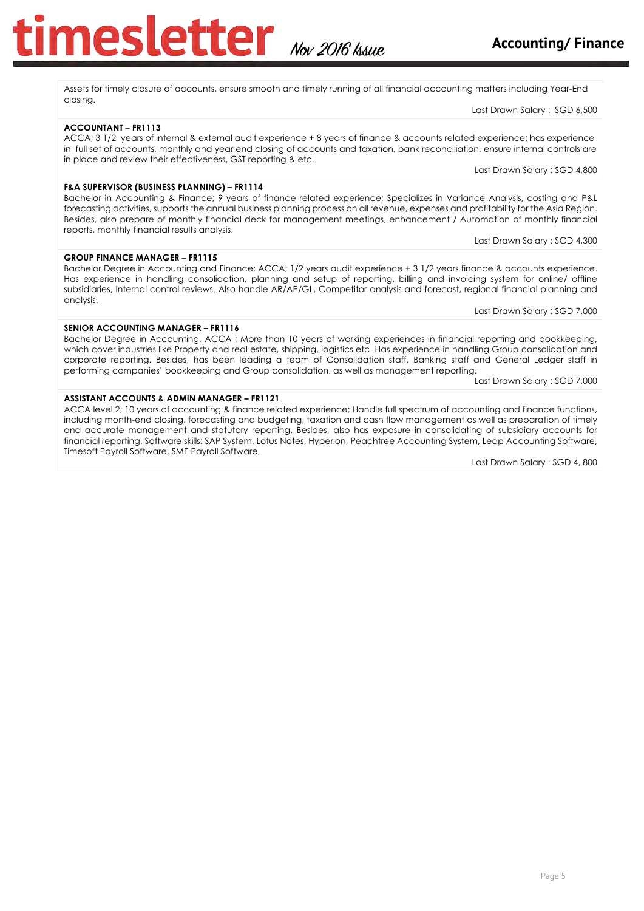Assets for timely closure of accounts, ensure smooth and timely running of all financial accounting matters including Year-End closing.

Last Drawn Salary : SGD 6,500

**ACCOUNTANT – FR1113**

ACCA; 3 1/2 years of internal & external audit experience + 8 years of finance & accounts related experience; has experience in full set of accounts, monthly and year end closing of accounts and taxation, bank reconciliation, ensure internal controls are in place and review their effectiveness, GST reporting & etc.

Last Drawn Salary : SGD 4,800

**F&A SUPERVISOR (BUSINESS PLANNING) – FR1114**

Bachelor in Accounting & Finance; 9 years of finance related experience; Specializes in Variance Analysis, costing and P&L forecasting activities, supports the annual business planning process on all revenue, expenses and profitability for the Asia Region. Besides, also prepare of monthly financial deck for management meetings, enhancement / Automation of monthly financial reports, monthly financial results analysis.

Last Drawn Salary : SGD 4,300

**GROUP FINANCE MANAGER – FR1115**

Bachelor Degree in Accounting and Finance; ACCA; 1/2 years audit experience + 3 1/2 years finance & accounts experience. Has experience in handling consolidation, planning and setup of reporting, billing and invoicing system for online/ offline subsidiaries, Internal control reviews. Also handle AR/AP/GL, Competitor analysis and forecast, regional financial planning and analysis.

Last Drawn Salary : SGD 7,000

**SENIOR ACCOUNTING MANAGER – FR1116**

Bachelor Degree in Accounting, ACCA ; More than 10 years of working experiences in financial reporting and bookkeeping, which cover industries like Property and real estate, shipping, logistics etc. Has experience in handling Group consolidation and corporate reporting. Besides, has been leading a team of Consolidation staff, Banking staff and General Ledger staff in performing companies' bookkeeping and Group consolidation, as well as management reporting.

Last Drawn Salary : SGD 7,000

**ASSISTANT ACCOUNTS & ADMIN MANAGER – FR1121**

ACCA level 2; 10 years of accounting & finance related experience; Handle full spectrum of accounting and finance functions, including month-end closing, forecasting and budgeting, taxation and cash flow management as well as preparation of timely and accurate management and statutory reporting. Besides, also has exposure in consolidating of subsidiary accounts for financial reporting. Software skills: SAP System, Lotus Notes, Hyperion, Peachtree Accounting System, Leap Accounting Software, Timesoft Payroll Software, SME Payroll Software,

Last Drawn Salary : SGD 4, 800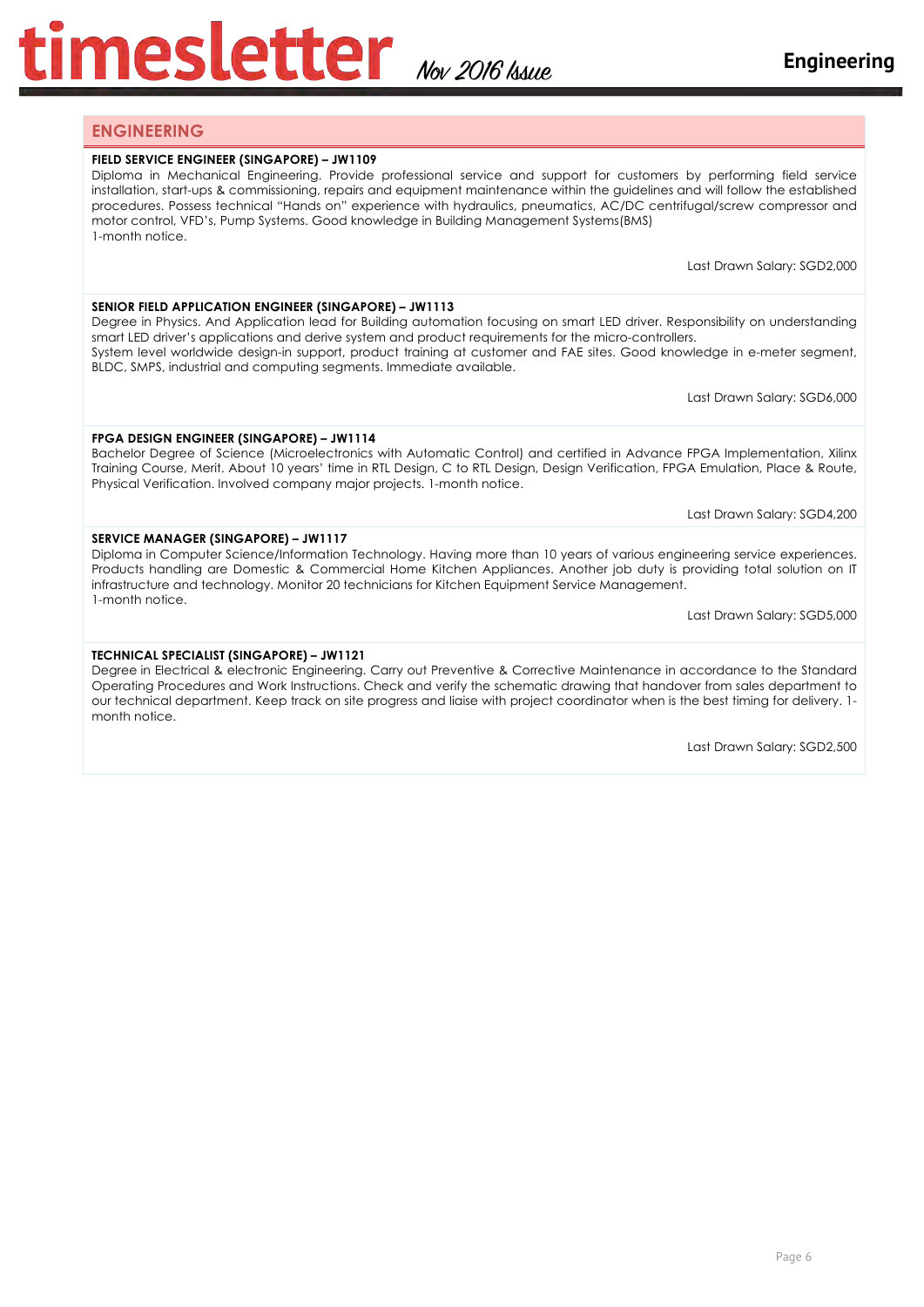## ENGINEERING

**FIELD SERVICE ENGINEER (SINGAPORE) – JW1109**

Diploma in Mechanical Engineering. Provide professional service and support for customers by performing field service installation, start-ups & commissioning, repairs and equipment maintenance within the guidelines and will follow the established procedures. Possess technical "Hands on" experience with hydraulics, pneumatics, AC/DC centrifugal/screw compressor and motor control, VFD's, Pump Systems. Good knowledge in Building Management Systems(BMS)
1-month notice.

Last Drawn Salary: SGD2,000

**SENIOR FIELD APPLICATION ENGINEER (SINGAPORE) – JW1113**

Degree in Physics. And Application lead for Building automation focusing on smart LED driver. Responsibility on understanding smart LED driver's applications and derive system and product requirements for the micro-controllers.
System level worldwide design-in support, product training at customer and FAE sites. Good knowledge in e-meter segment, BLDC, SMPS, industrial and computing segments. Immediate available.

Last Drawn Salary: SGD6,000

**FPGA DESIGN ENGINEER (SINGAPORE) – JW1114**

Bachelor Degree of Science (Microelectronics with Automatic Control) and certified in Advance FPGA Implementation, Xilinx Training Course, Merit. About 10 years' time in RTL Design, C to RTL Design, Design Verification, FPGA Emulation, Place & Route, Physical Verification. Involved company major projects. 1-month notice.

Last Drawn Salary: SGD4,200

**SERVICE MANAGER (SINGAPORE) – JW1117**

Diploma in Computer Science/Information Technology. Having more than 10 years of various engineering service experiences. Products handling are Domestic & Commercial Home Kitchen Appliances. Another job duty is providing total solution on IT infrastructure and technology. Monitor 20 technicians for Kitchen Equipment Service Management.
1-month notice.

Last Drawn Salary: SGD5,000

**TECHNICAL SPECIALIST (SINGAPORE) – JW1121**

Degree in Electrical & electronic Engineering. Carry out Preventive & Corrective Maintenance in accordance to the Standard Operating Procedures and Work Instructions. Check and verify the schematic drawing that handover from sales department to our technical department. Keep track on site progress and liaise with project coordinator when is the best timing for delivery. 1-month notice.

Last Drawn Salary: SGD2,500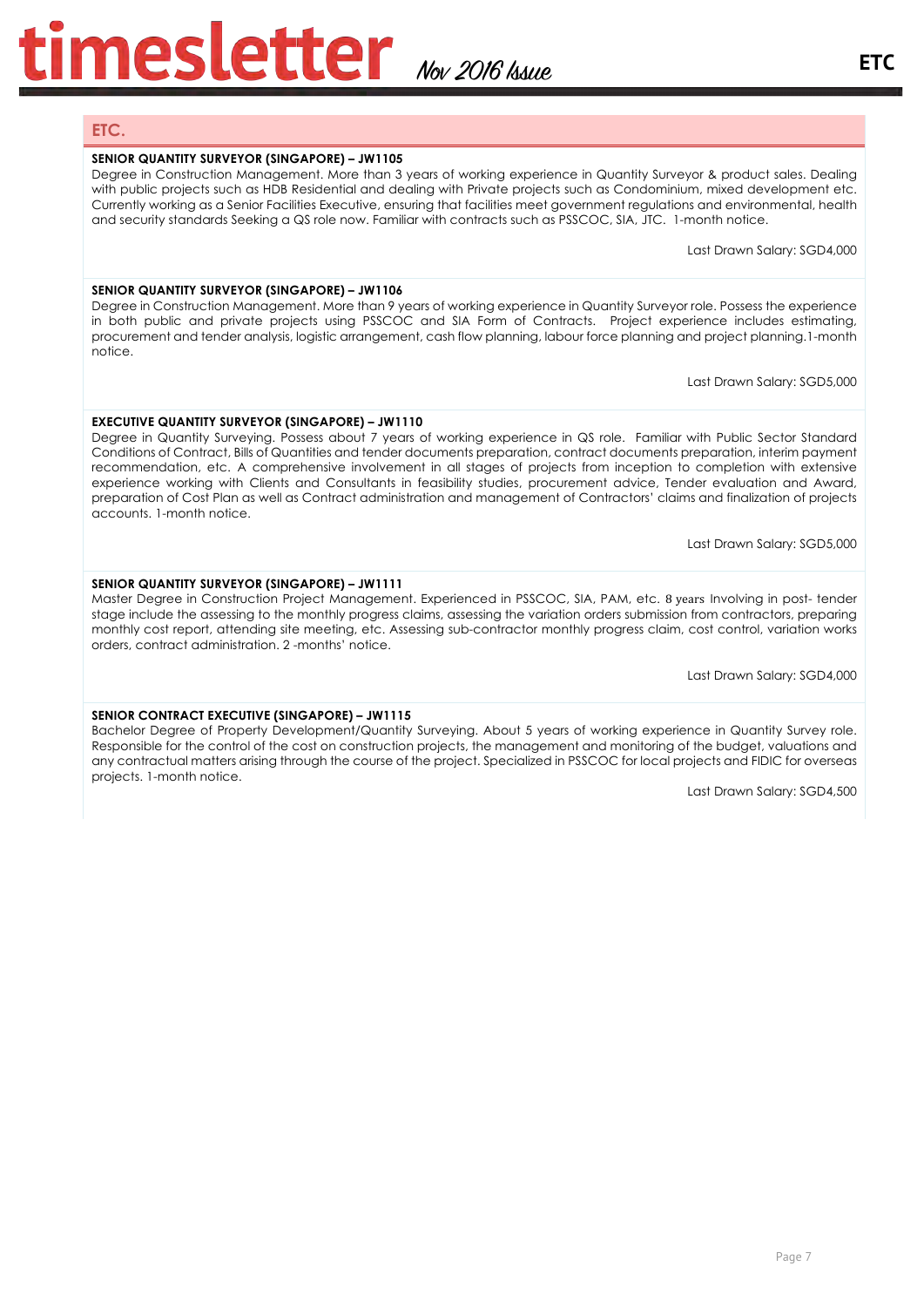## ETC.

**SENIOR QUANTITY SURVEYOR (SINGAPORE) – JW1105**

Degree in Construction Management. More than 3 years of working experience in Quantity Surveyor & product sales. Dealing with public projects such as HDB Residential and dealing with Private projects such as Condominium, mixed development etc. Currently working as a Senior Facilities Executive, ensuring that facilities meet government regulations and environmental, health and security standards Seeking a QS role now. Familiar with contracts such as PSSCOC, SIA, JTC. 1-month notice.

Last Drawn Salary: SGD4,000

**SENIOR QUANTITY SURVEYOR (SINGAPORE) – JW1106**

Degree in Construction Management. More than 9 years of working experience in Quantity Surveyor role. Possess the experience in both public and private projects using PSSCOC and SIA Form of Contracts. Project experience includes estimating, procurement and tender analysis, logistic arrangement, cash flow planning, labour force planning and project planning.1-month notice.

Last Drawn Salary: SGD5,000

**EXECUTIVE QUANTITY SURVEYOR (SINGAPORE) – JW1110**

Degree in Quantity Surveying. Possess about 7 years of working experience in QS role. Familiar with Public Sector Standard Conditions of Contract, Bills of Quantities and tender documents preparation, contract documents preparation, interim payment recommendation, etc. A comprehensive involvement in all stages of projects from inception to completion with extensive experience working with Clients and Consultants in feasibility studies, procurement advice, Tender evaluation and Award, preparation of Cost Plan as well as Contract administration and management of Contractors' claims and finalization of projects accounts. 1-month notice.

Last Drawn Salary: SGD5,000

**SENIOR QUANTITY SURVEYOR (SINGAPORE) – JW1111**

Master Degree in Construction Project Management. Experienced in PSSCOC, SIA, PAM, etc. 8 years Involving in post- tender stage include the assessing to the monthly progress claims, assessing the variation orders submission from contractors, preparing monthly cost report, attending site meeting, etc. Assessing sub-contractor monthly progress claim, cost control, variation works orders, contract administration. 2 -months' notice.

Last Drawn Salary: SGD4,000

**SENIOR CONTRACT EXECUTIVE (SINGAPORE) – JW1115**

Bachelor Degree of Property Development/Quantity Surveying. About 5 years of working experience in Quantity Survey role. Responsible for the control of the cost on construction projects, the management and monitoring of the budget, valuations and any contractual matters arising through the course of the project. Specialized in PSSCOC for local projects and FIDIC for overseas projects. 1-month notice.

Last Drawn Salary: SGD4,500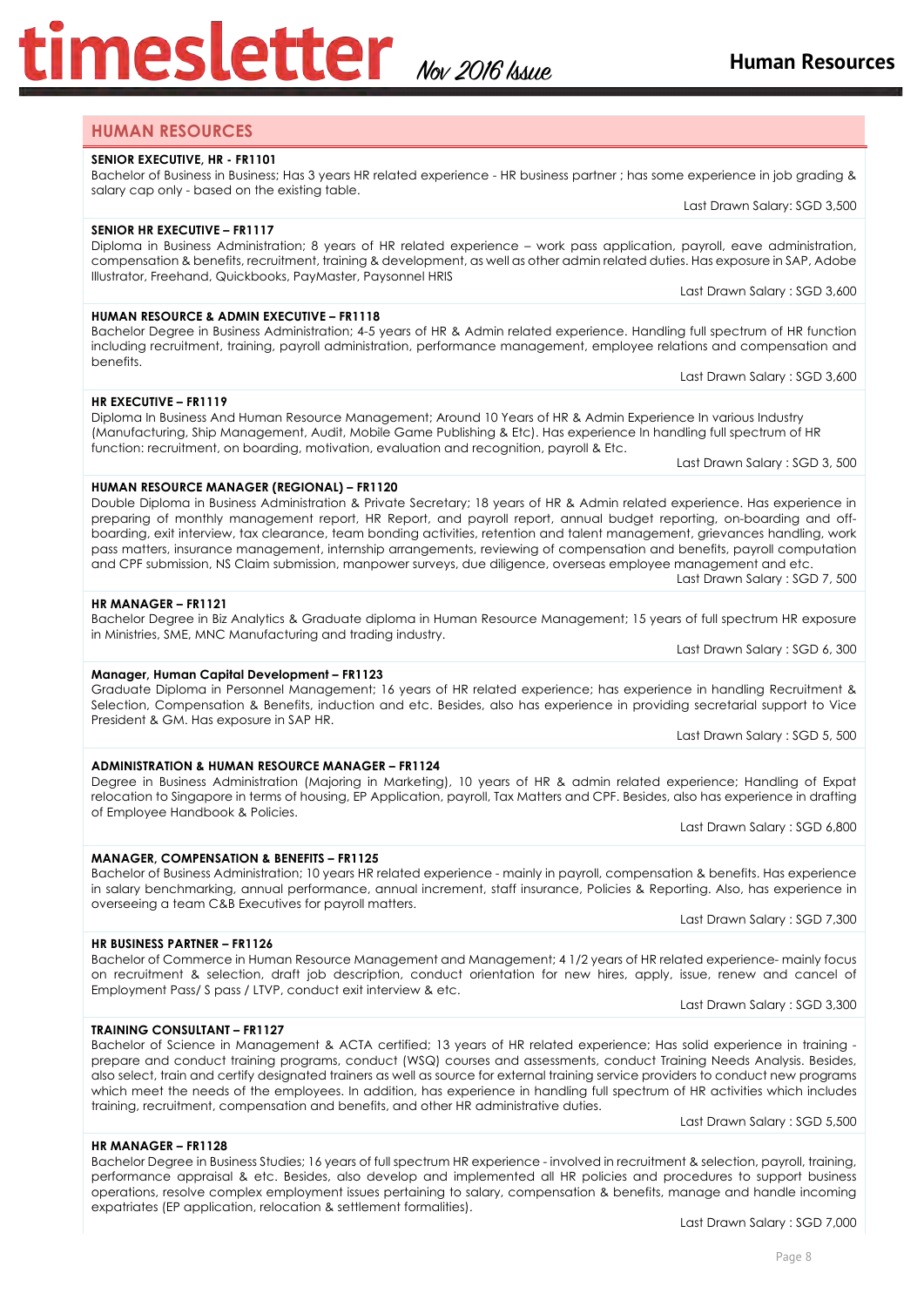## HUMAN RESOURCES

**SENIOR EXECUTIVE, HR - FR1101**

Bachelor of Business in Business; Has 3 years HR related experience - HR business partner ; has some experience in job grading & salary cap only - based on the existing table.

Last Drawn Salary: SGD 3,500

**SENIOR HR EXECUTIVE – FR1117**

Diploma in Business Administration; 8 years of HR related experience – work pass application, payroll, eave administration, compensation & benefits, recruitment, training & development, as well as other admin related duties. Has exposure in SAP, Adobe Illustrator, Freehand, Quickbooks, PayMaster, Paysonnel HRIS

Last Drawn Salary : SGD 3,600

**HUMAN RESOURCE & ADMIN EXECUTIVE – FR1118**

Bachelor Degree in Business Administration; 4-5 years of HR & Admin related experience. Handling full spectrum of HR function including recruitment, training, payroll administration, performance management, employee relations and compensation and benefits.

Last Drawn Salary : SGD 3,600

**HR EXECUTIVE – FR1119**

Diploma In Business And Human Resource Management; Around 10 Years of HR & Admin Experience In various Industry (Manufacturing, Ship Management, Audit, Mobile Game Publishing & Etc). Has experience In handling full spectrum of HR function: recruitment, on boarding, motivation, evaluation and recognition, payroll & Etc.

Last Drawn Salary : SGD 3, 500

**HUMAN RESOURCE MANAGER (REGIONAL) – FR1120**

Double Diploma in Business Administration & Private Secretary; 18 years of HR & Admin related experience. Has experience in preparing of monthly management report, HR Report, and payroll report, annual budget reporting, on-boarding and off-boarding, exit interview, tax clearance, team bonding activities, retention and talent management, grievances handling, work pass matters, insurance management, internship arrangements, reviewing of compensation and benefits, payroll computation and CPF submission, NS Claim submission, manpower surveys, due diligence, overseas employee management and etc.

Last Drawn Salary : SGD 7, 500

**HR MANAGER – FR1121**

Bachelor Degree in Biz Analytics & Graduate diploma in Human Resource Management; 15 years of full spectrum HR exposure in Ministries, SME, MNC Manufacturing and trading industry.

Last Drawn Salary : SGD 6, 300

**Manager, Human Capital Development – FR1123**

Graduate Diploma in Personnel Management; 16 years of HR related experience; has experience in handling Recruitment & Selection, Compensation & Benefits, induction and etc. Besides, also has experience in providing secretarial support to Vice President & GM. Has exposure in SAP HR.

Last Drawn Salary : SGD 5, 500

**ADMINISTRATION & HUMAN RESOURCE MANAGER – FR1124**

Degree in Business Administration (Majoring in Marketing), 10 years of HR & admin related experience; Handling of Expat relocation to Singapore in terms of housing, EP Application, payroll, Tax Matters and CPF. Besides, also has experience in drafting of Employee Handbook & Policies.

Last Drawn Salary : SGD 6,800

**MANAGER, COMPENSATION & BENEFITS – FR1125**

Bachelor of Business Administration; 10 years HR related experience - mainly in payroll, compensation & benefits. Has experience in salary benchmarking, annual performance, annual increment, staff insurance, Policies & Reporting. Also, has experience in overseeing a team C&B Executives for payroll matters.

Last Drawn Salary : SGD 7,300

**HR BUSINESS PARTNER – FR1126**

Bachelor of Commerce in Human Resource Management and Management; 4 1/2 years of HR related experience- mainly focus on recruitment & selection, draft job description, conduct orientation for new hires, apply, issue, renew and cancel of Employment Pass/ S pass / LTVP, conduct exit interview & etc.

Last Drawn Salary : SGD 3,300

**TRAINING CONSULTANT – FR1127**

Bachelor of Science in Management & ACTA certified; 13 years of HR related experience; Has solid experience in training - prepare and conduct training programs, conduct (WSQ) courses and assessments, conduct Training Needs Analysis. Besides, also select, train and certify designated trainers as well as source for external training service providers to conduct new programs which meet the needs of the employees. In addition, has experience in handling full spectrum of HR activities which includes training, recruitment, compensation and benefits, and other HR administrative duties.

Last Drawn Salary : SGD 5,500

**HR MANAGER – FR1128**

Bachelor Degree in Business Studies; 16 years of full spectrum HR experience - involved in recruitment & selection, payroll, training, performance appraisal & etc. Besides, also develop and implemented all HR policies and procedures to support business operations, resolve complex employment issues pertaining to salary, compensation & benefits, manage and handle incoming expatriates (EP application, relocation & settlement formalities).

Last Drawn Salary : SGD 7,000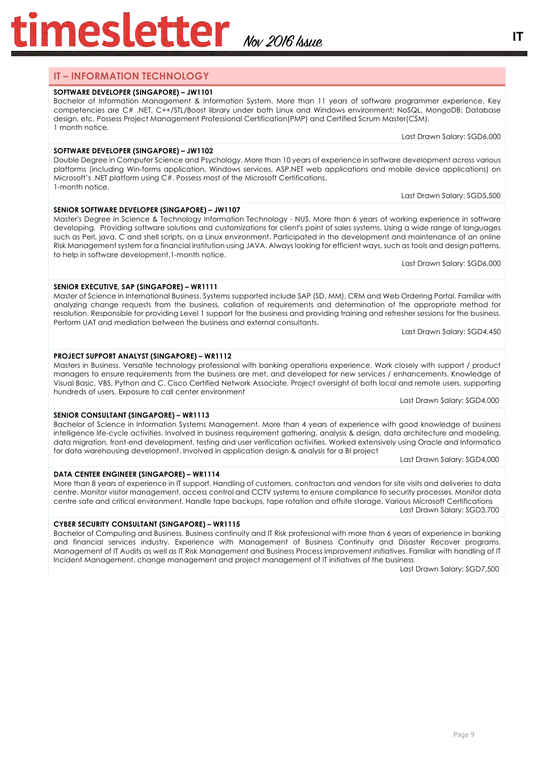## IT – INFORMATION TECHNOLOGY

**SOFTWARE DEVELOPER (SINGAPORE) – JW1101**

Bachelor of Information Management & Information System. More than 11 years of software programmer experience. Key competencies are C# .NET, C++/STL/Boost library under both Linux and Windows environment; NoSQL, MongoDB; Database design, etc. Possess Project Management Professional Certification(PMP) and Certified Scrum Master(CSM).
1 month notice.

Last Drawn Salary: SGD6,000

**SOFTWARE DEVELOPER (SINGAPORE) – JW1102**

Double Degree in Computer Science and Psychology. More than 10 years of experience in software development across various platforms (including Win-forms application, Windows services, ASP.NET web applications and mobile device applications) on Microsoft's .NET platform using C#. Possess most of the Microsoft Certifications.
1-month notice.

Last Drawn Salary: SGD5,500

**SENIOR SOFTWARE DEVELOPER (SINGAPORE) – JW1107**

Master's Degree in Science & Technology Information Technology - NUS. More than 6 years of working experience in software developing. Providing software solutions and customizations for client's point of sales systems. Using a wide range of languages such as Perl, java, C and shell scripts, on a Linux environment. Participated in the development and maintenance of an online Risk Management system for a financial institution using JAVA. Always looking for efficient ways, such as tools and design patterns, to help in software development.1-month notice.

Last Drawn Salary: SGD6,000

**SENIOR EXECUTIVE, SAP (SINGAPORE) – WR1111**

Master of Science in International Business. Systems supported include SAP (SD, MM), CRM and Web Ordering Portal. Familiar with analyzing change requests from the business, collation of requirements and determination of the appropriate method for resolution. Responsible for providing Level 1 support for the business and providing training and refresher sessions for the business. Perform UAT and mediation between the business and external consultants.

Last Drawn Salary: SGD4,450

**PROJECT SUPPORT ANALYST (SINGAPORE) – WR1112**

Masters in Business. Versatile technology professional with banking operations experience. Work closely with support / product managers to ensure requirements from the business are met, and developed for new services / enhancements. Knowledge of Visual Basic, VBS, Python and C. Cisco Certified Network Associate. Project oversight of both local and remote users, supporting hundreds of users. Exposure to call center environment

Last Drawn Salary: SGD4,000

**SENIOR CONSULTANT (SINGAPORE) – WR1113**

Bachelor of Science in Information Systems Management. More than 4 years of experience with good knowledge of business intelligence life-cycle activities. Involved in business requirement gathering, analysis & design, data architecture and modeling, data migration, front-end development, testing and user verification activities. Worked extensively using Oracle and Informatica for data warehousing development. Involved in application design & analysis for a BI project

Last Drawn Salary: SGD4,000

**DATA CENTER ENGINEER (SINGAPORE) – WR1114**

More than 8 years of experience in IT support. Handling of customers, contractors and vendors for site visits and deliveries to data centre. Monitor visitor management, access control and CCTV systems to ensure compliance to security processes. Monitor data centre safe and critical environment. Handle tape backups, tape rotation and offsite storage. Various Microsoft Certifications

Last Drawn Salary: SGD3,700

**CYBER SECURITY CONSULTANT (SINGAPORE) – WR1115**

Bachelor of Computing and Business. Business continuity and IT Risk professional with more than 6 years of experience in banking and financial services industry. Experience with Management of Business Continuity and Disaster Recover programs. Management of IT Audits as well as IT Risk Management and Business Process improvement initiatives. Familiar with handling of IT Incident Management, change management and project management of IT initiatives of the business

Last Drawn Salary: SGD7,500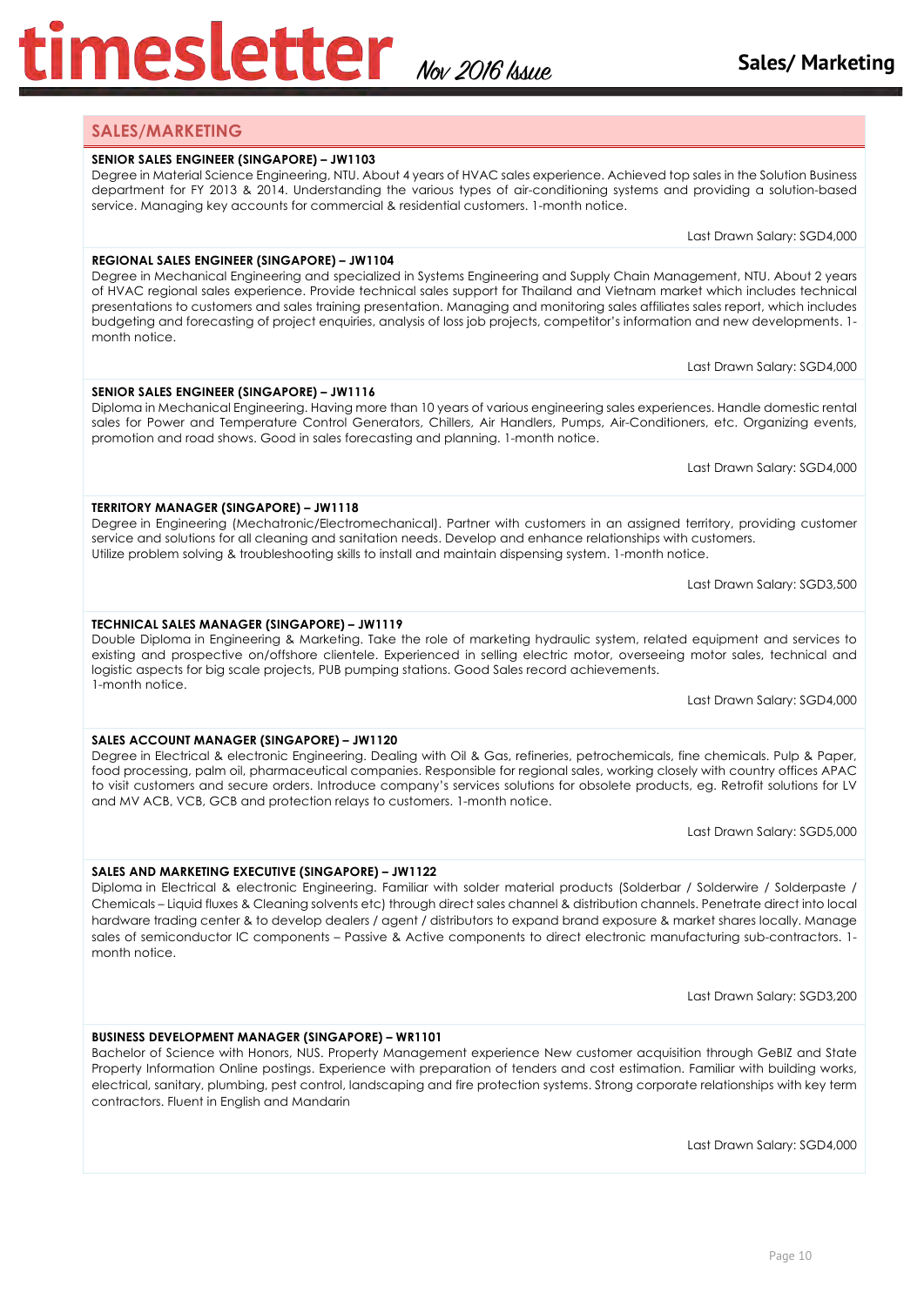## SALES/MARKETING

**SENIOR SALES ENGINEER (SINGAPORE) – JW1103**

Degree in Material Science Engineering, NTU. About 4 years of HVAC sales experience. Achieved top sales in the Solution Business department for FY 2013 & 2014. Understanding the various types of air-conditioning systems and providing a solution-based service. Managing key accounts for commercial & residential customers. 1-month notice.

Last Drawn Salary: SGD4,000

**REGIONAL SALES ENGINEER (SINGAPORE) – JW1104**

Degree in Mechanical Engineering and specialized in Systems Engineering and Supply Chain Management, NTU. About 2 years of HVAC regional sales experience. Provide technical sales support for Thailand and Vietnam market which includes technical presentations to customers and sales training presentation. Managing and monitoring sales affiliates sales report, which includes budgeting and forecasting of project enquiries, analysis of loss job projects, competitor's information and new developments. 1-month notice.

Last Drawn Salary: SGD4,000

**SENIOR SALES ENGINEER (SINGAPORE) – JW1116**

Diploma in Mechanical Engineering. Having more than 10 years of various engineering sales experiences. Handle domestic rental sales for Power and Temperature Control Generators, Chillers, Air Handlers, Pumps, Air-Conditioners, etc. Organizing events, promotion and road shows. Good in sales forecasting and planning. 1-month notice.

Last Drawn Salary: SGD4,000

**TERRITORY MANAGER (SINGAPORE) – JW1118**

Degree in Engineering (Mechatronic/Electromechanical). Partner with customers in an assigned territory, providing customer service and solutions for all cleaning and sanitation needs. Develop and enhance relationships with customers.
Utilize problem solving & troubleshooting skills to install and maintain dispensing system. 1-month notice.

Last Drawn Salary: SGD3,500

**TECHNICAL SALES MANAGER (SINGAPORE) – JW1119**

Double Diploma in Engineering & Marketing. Take the role of marketing hydraulic system, related equipment and services to existing and prospective on/offshore clientele. Experienced in selling electric motor, overseeing motor sales, technical and logistic aspects for big scale projects, PUB pumping stations. Good Sales record achievements.
1-month notice.

Last Drawn Salary: SGD4,000

**SALES ACCOUNT MANAGER (SINGAPORE) – JW1120**

Degree in Electrical & electronic Engineering. Dealing with Oil & Gas, refineries, petrochemicals, fine chemicals. Pulp & Paper, food processing, palm oil, pharmaceutical companies. Responsible for regional sales, working closely with country offices APAC to visit customers and secure orders. Introduce company's services solutions for obsolete products, eg. Retrofit solutions for LV and MV ACB, VCB, GCB and protection relays to customers. 1-month notice.

Last Drawn Salary: SGD5,000

**SALES AND MARKETING EXECUTIVE (SINGAPORE) – JW1122**

Diploma in Electrical & electronic Engineering. Familiar with solder material products (Solderbar / Solderwire / Solderpaste / Chemicals – Liquid fluxes & Cleaning solvents etc) through direct sales channel & distribution channels. Penetrate direct into local hardware trading center & to develop dealers / agent / distributors to expand brand exposure & market shares locally. Manage sales of semiconductor IC components – Passive & Active components to direct electronic manufacturing sub-contractors. 1-month notice.

Last Drawn Salary: SGD3,200

**BUSINESS DEVELOPMENT MANAGER (SINGAPORE) – WR1101**

Bachelor of Science with Honors, NUS. Property Management experience New customer acquisition through GeBIZ and State Property Information Online postings. Experience with preparation of tenders and cost estimation. Familiar with building works, electrical, sanitary, plumbing, pest control, landscaping and fire protection systems. Strong corporate relationships with key term contractors. Fluent in English and Mandarin

Last Drawn Salary: SGD4,000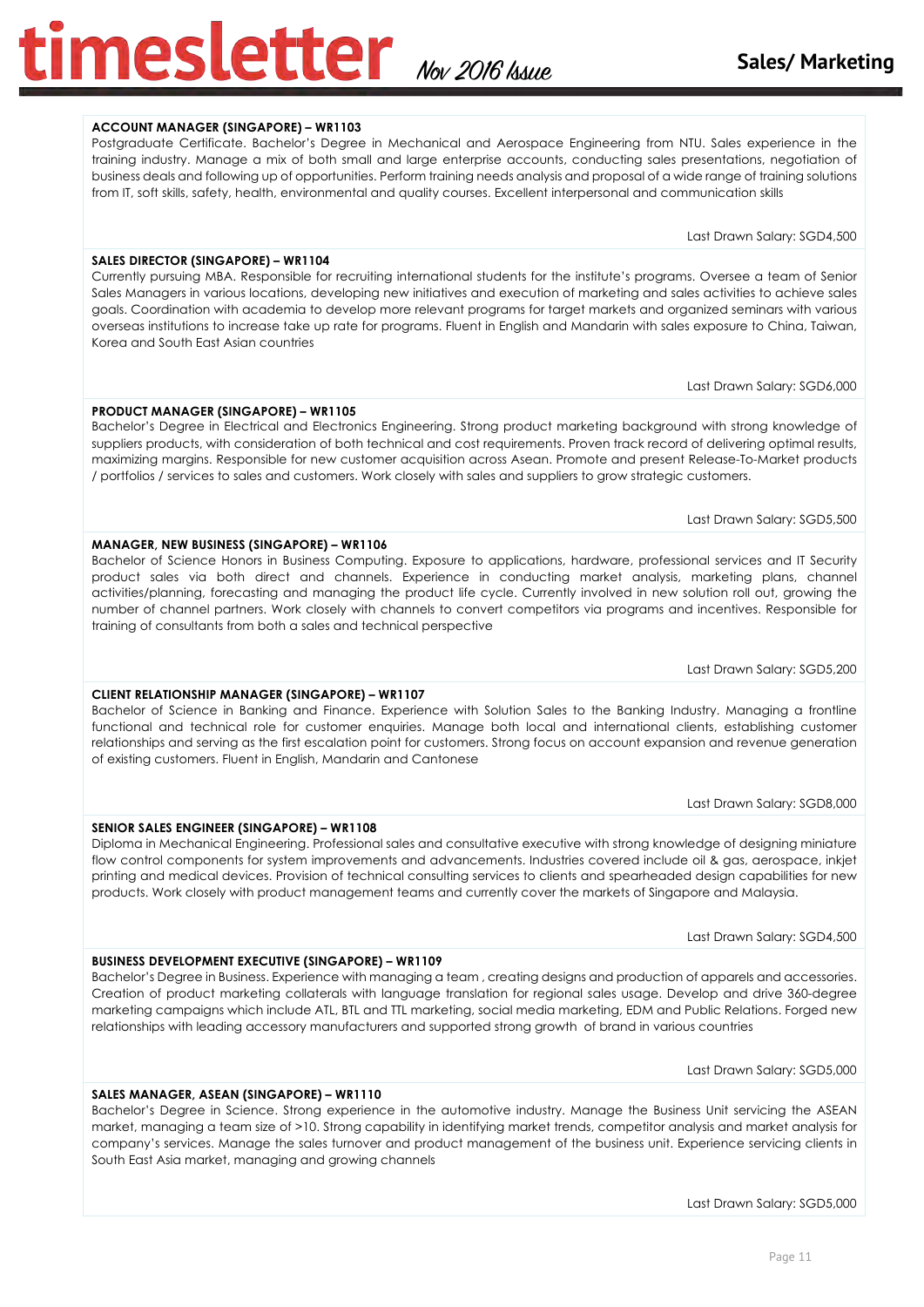### ACCOUNT MANAGER (SINGAPORE) – WR1103

Postgraduate Certificate. Bachelor's Degree in Mechanical and Aerospace Engineering from NTU. Sales experience in the training industry. Manage a mix of both small and large enterprise accounts, conducting sales presentations, negotiation of business deals and following up of opportunities. Perform training needs analysis and proposal of a wide range of training solutions from IT, soft skills, safety, health, environmental and quality courses. Excellent interpersonal and communication skills

Last Drawn Salary: SGD4,500

### SALES DIRECTOR (SINGAPORE) – WR1104

Currently pursuing MBA. Responsible for recruiting international students for the institute's programs. Oversee a team of Senior Sales Managers in various locations, developing new initiatives and execution of marketing and sales activities to achieve sales goals. Coordination with academia to develop more relevant programs for target markets and organized seminars with various overseas institutions to increase take up rate for programs. Fluent in English and Mandarin with sales exposure to China, Taiwan, Korea and South East Asian countries

Last Drawn Salary: SGD6,000

### PRODUCT MANAGER (SINGAPORE) – WR1105

Bachelor's Degree in Electrical and Electronics Engineering. Strong product marketing background with strong knowledge of suppliers products, with consideration of both technical and cost requirements. Proven track record of delivering optimal results, maximizing margins. Responsible for new customer acquisition across Asean. Promote and present Release-To-Market products / portfolios / services to sales and customers. Work closely with sales and suppliers to grow strategic customers.

Last Drawn Salary: SGD5,500

### MANAGER, NEW BUSINESS (SINGAPORE) – WR1106

Bachelor of Science Honors in Business Computing. Exposure to applications, hardware, professional services and IT Security product sales via both direct and channels. Experience in conducting market analysis, marketing plans, channel activities/planning, forecasting and managing the product life cycle. Currently involved in new solution roll out, growing the number of channel partners. Work closely with channels to convert competitors via programs and incentives. Responsible for training of consultants from both a sales and technical perspective

Last Drawn Salary: SGD5,200

### CLIENT RELATIONSHIP MANAGER (SINGAPORE) – WR1107

Bachelor of Science in Banking and Finance. Experience with Solution Sales to the Banking Industry. Managing a frontline functional and technical role for customer enquiries. Manage both local and international clients, establishing customer relationships and serving as the first escalation point for customers. Strong focus on account expansion and revenue generation of existing customers. Fluent in English, Mandarin and Cantonese

Last Drawn Salary: SGD8,000

### SENIOR SALES ENGINEER (SINGAPORE) – WR1108

Diploma in Mechanical Engineering. Professional sales and consultative executive with strong knowledge of designing miniature flow control components for system improvements and advancements. Industries covered include oil & gas, aerospace, inkjet printing and medical devices. Provision of technical consulting services to clients and spearheaded design capabilities for new products. Work closely with product management teams and currently cover the markets of Singapore and Malaysia.

Last Drawn Salary: SGD4,500

### BUSINESS DEVELOPMENT EXECUTIVE (SINGAPORE) – WR1109

Bachelor's Degree in Business. Experience with managing a team , creating designs and production of apparels and accessories. Creation of product marketing collaterals with language translation for regional sales usage. Develop and drive 360-degree marketing campaigns which include ATL, BTL and TTL marketing, social media marketing, EDM and Public Relations. Forged new relationships with leading accessory manufacturers and supported strong growth of brand in various countries

Last Drawn Salary: SGD5,000

### SALES MANAGER, ASEAN (SINGAPORE) – WR1110

Bachelor's Degree in Science. Strong experience in the automotive industry. Manage the Business Unit servicing the ASEAN market, managing a team size of >10. Strong capability in identifying market trends, competitor analysis and market analysis for company's services. Manage the sales turnover and product management of the business unit. Experience servicing clients in South East Asia market, managing and growing channels

Last Drawn Salary: SGD5,000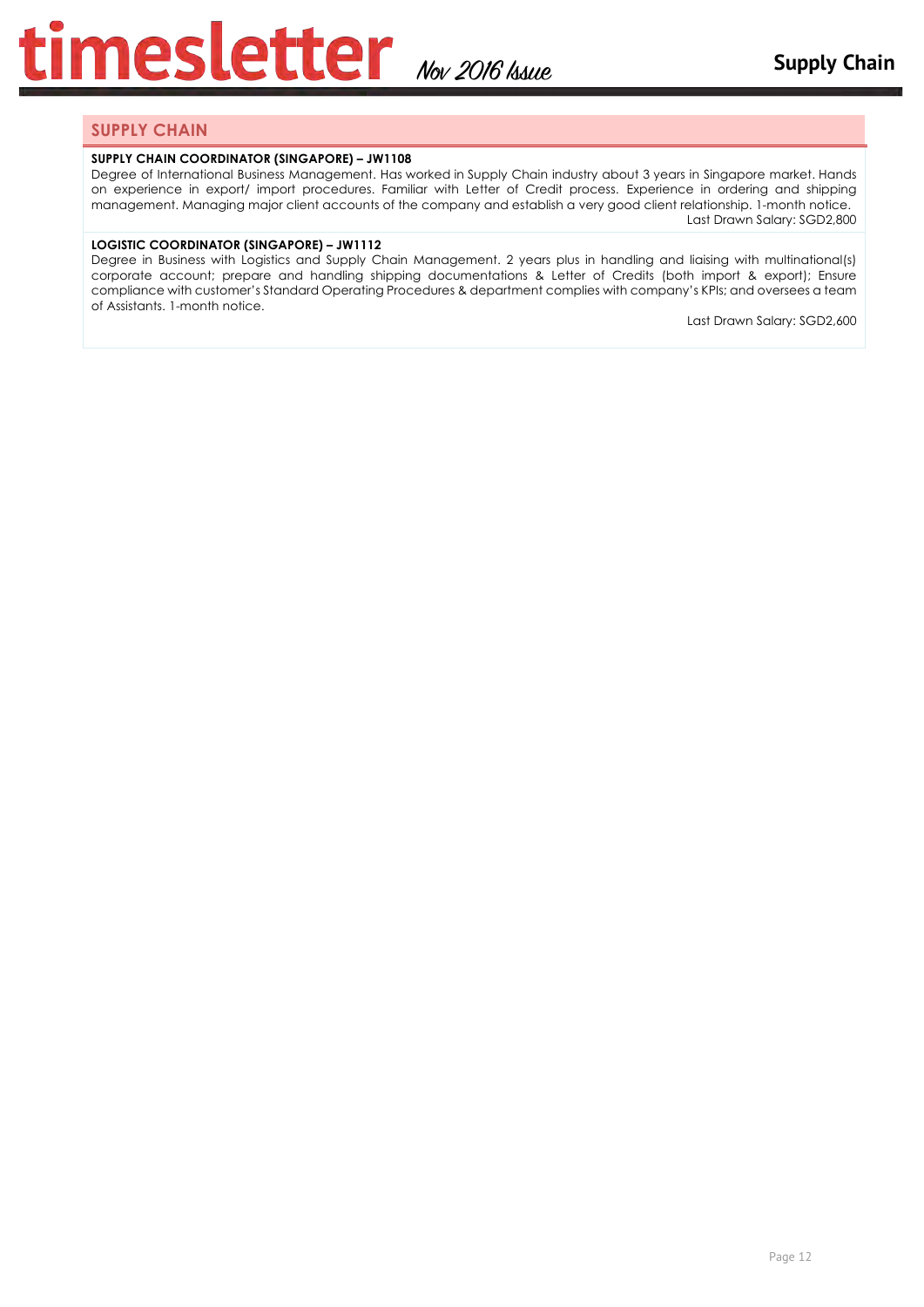## SUPPLY CHAIN

**SUPPLY CHAIN COORDINATOR (SINGAPORE) – JW1108**

Degree of International Business Management. Has worked in Supply Chain industry about 3 years in Singapore market. Hands on experience in export/ import procedures. Familiar with Letter of Credit process. Experience in ordering and shipping management. Managing major client accounts of the company and establish a very good client relationship. 1-month notice.

Last Drawn Salary: SGD2,800

**LOGISTIC COORDINATOR (SINGAPORE) – JW1112**

Degree in Business with Logistics and Supply Chain Management. 2 years plus in handling and liaising with multinational(s) corporate account; prepare and handling shipping documentations & Letter of Credits (both import & export); Ensure compliance with customer's Standard Operating Procedures & department complies with company's KPIs; and oversees a team of Assistants. 1-month notice.

Last Drawn Salary: SGD2,600